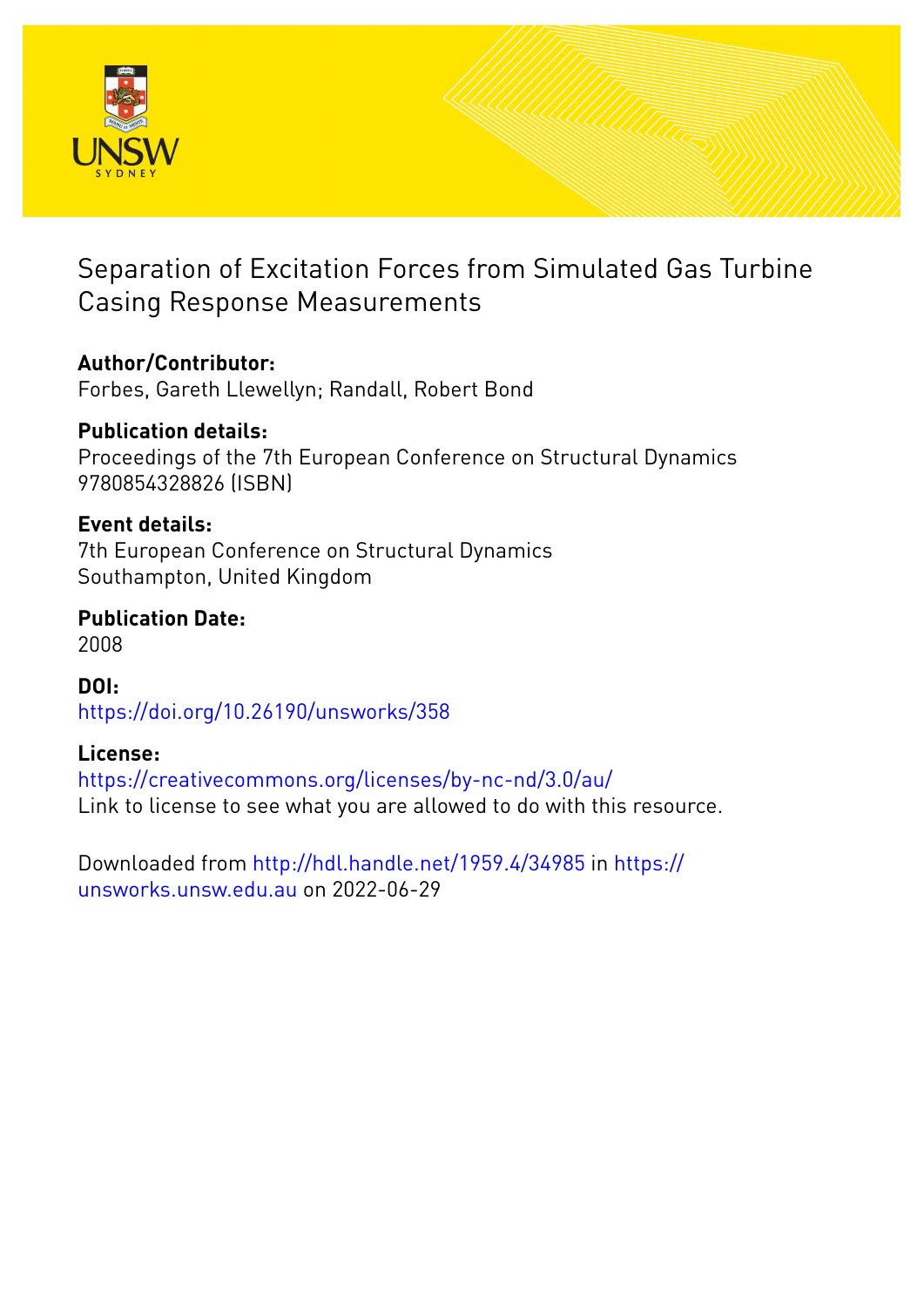# Separation of Excitation Forces from Simulated Gas Turbine Casing Response Measurements

**Author/Contributor:**
Forbes, Gareth Llewellyn; Randall, Robert Bond

**Publication details:**
Proceedings of the 7th European Conference on Structural Dynamics
9780854328826 (ISBN)

**Event details:**
7th European Conference on Structural Dynamics
Southampton, United Kingdom

**Publication Date:**
2008

**DOI:**
https://doi.org/10.26190/unsworks/358

**License:**
https://creativecommons.org/licenses/by-nc-nd/3.0/au/
Link to license to see what you are allowed to do with this resource.

Downloaded from http://hdl.handle.net/1959.4/34985 in https://unsworks.unsw.edu.au on 2022-06-29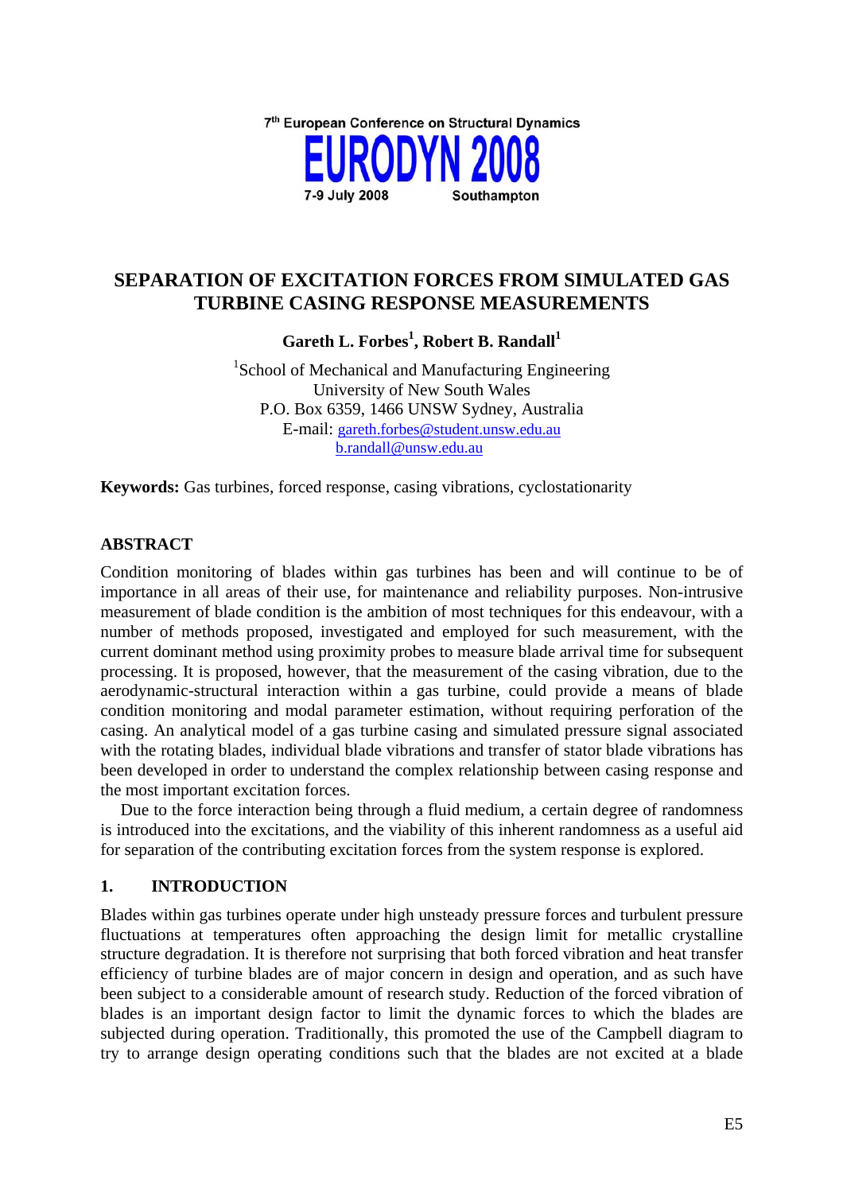7th European Conference on Structural Dynamics

**EURODYN 2008**

7-9 July 2008 Southampton

# SEPARATION OF EXCITATION FORCES FROM SIMULATED GAS TURBINE CASING RESPONSE MEASUREMENTS

**Gareth L. Forbes[1], Robert B. Randall[1]**

[1]School of Mechanical and Manufacturing Engineering
University of New South Wales
P.O. Box 6359, 1466 UNSW Sydney, Australia
E-mail: gareth.forbes@student.unsw.edu.au
b.randall@unsw.edu.au

**Keywords:** Gas turbines, forced response, casing vibrations, cyclostationarity

## ABSTRACT

Condition monitoring of blades within gas turbines has been and will continue to be of importance in all areas of their use, for maintenance and reliability purposes. Non-intrusive measurement of blade condition is the ambition of most techniques for this endeavour, with a number of methods proposed, investigated and employed for such measurement, with the current dominant method using proximity probes to measure blade arrival time for subsequent processing. It is proposed, however, that the measurement of the casing vibration, due to the aerodynamic-structural interaction within a gas turbine, could provide a means of blade condition monitoring and modal parameter estimation, without requiring perforation of the casing. An analytical model of a gas turbine casing and simulated pressure signal associated with the rotating blades, individual blade vibrations and transfer of stator blade vibrations has been developed in order to understand the complex relationship between casing response and the most important excitation forces.

Due to the force interaction being through a fluid medium, a certain degree of randomness is introduced into the excitations, and the viability of this inherent randomness as a useful aid for separation of the contributing excitation forces from the system response is explored.

## 1. INTRODUCTION

Blades within gas turbines operate under high unsteady pressure forces and turbulent pressure fluctuations at temperatures often approaching the design limit for metallic crystalline structure degradation. It is therefore not surprising that both forced vibration and heat transfer efficiency of turbine blades are of major concern in design and operation, and as such have been subject to a considerable amount of research study. Reduction of the forced vibration of blades is an important design factor to limit the dynamic forces to which the blades are subjected during operation. Traditionally, this promoted the use of the Campbell diagram to try to arrange design operating conditions such that the blades are not excited at a blade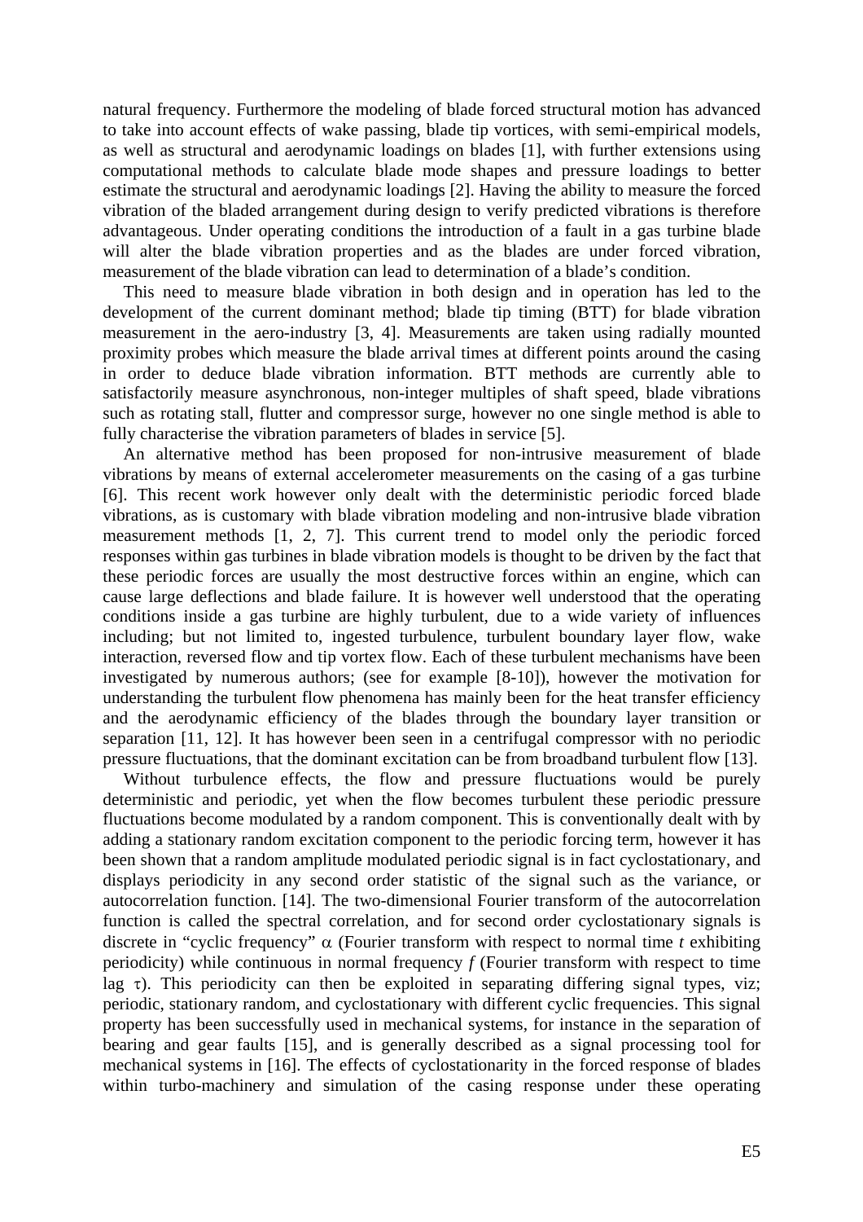natural frequency. Furthermore the modeling of blade forced structural motion has advanced to take into account effects of wake passing, blade tip vortices, with semi-empirical models, as well as structural and aerodynamic loadings on blades [1], with further extensions using computational methods to calculate blade mode shapes and pressure loadings to better estimate the structural and aerodynamic loadings [2]. Having the ability to measure the forced vibration of the bladed arrangement during design to verify predicted vibrations is therefore advantageous. Under operating conditions the introduction of a fault in a gas turbine blade will alter the blade vibration properties and as the blades are under forced vibration, measurement of the blade vibration can lead to determination of a blade's condition.

This need to measure blade vibration in both design and in operation has led to the development of the current dominant method; blade tip timing (BTT) for blade vibration measurement in the aero-industry [3, 4]. Measurements are taken using radially mounted proximity probes which measure the blade arrival times at different points around the casing in order to deduce blade vibration information. BTT methods are currently able to satisfactorily measure asynchronous, non-integer multiples of shaft speed, blade vibrations such as rotating stall, flutter and compressor surge, however no one single method is able to fully characterise the vibration parameters of blades in service [5].

An alternative method has been proposed for non-intrusive measurement of blade vibrations by means of external accelerometer measurements on the casing of a gas turbine [6]. This recent work however only dealt with the deterministic periodic forced blade vibrations, as is customary with blade vibration modeling and non-intrusive blade vibration measurement methods [1, 2, 7]. This current trend to model only the periodic forced responses within gas turbines in blade vibration models is thought to be driven by the fact that these periodic forces are usually the most destructive forces within an engine, which can cause large deflections and blade failure. It is however well understood that the operating conditions inside a gas turbine are highly turbulent, due to a wide variety of influences including; but not limited to, ingested turbulence, turbulent boundary layer flow, wake interaction, reversed flow and tip vortex flow. Each of these turbulent mechanisms have been investigated by numerous authors; (see for example [8-10]), however the motivation for understanding the turbulent flow phenomena has mainly been for the heat transfer efficiency and the aerodynamic efficiency of the blades through the boundary layer transition or separation [11, 12]. It has however been seen in a centrifugal compressor with no periodic pressure fluctuations, that the dominant excitation can be from broadband turbulent flow [13].

Without turbulence effects, the flow and pressure fluctuations would be purely deterministic and periodic, yet when the flow becomes turbulent these periodic pressure fluctuations become modulated by a random component. This is conventionally dealt with by adding a stationary random excitation component to the periodic forcing term, however it has been shown that a random amplitude modulated periodic signal is in fact cyclostationary, and displays periodicity in any second order statistic of the signal such as the variance, or autocorrelation function. [14]. The two-dimensional Fourier transform of the autocorrelation function is called the spectral correlation, and for second order cyclostationary signals is discrete in "cyclic frequency" $\alpha$ (Fourier transform with respect to normal time $t$ exhibiting periodicity) while continuous in normal frequency $f$ (Fourier transform with respect to time lag $\tau$). This periodicity can then be exploited in separating differing signal types, viz; periodic, stationary random, and cyclostationary with different cyclic frequencies. This signal property has been successfully used in mechanical systems, for instance in the separation of bearing and gear faults [15], and is generally described as a signal processing tool for mechanical systems in [16]. The effects of cyclostationarity in the forced response of blades within turbo-machinery and simulation of the casing response under these operating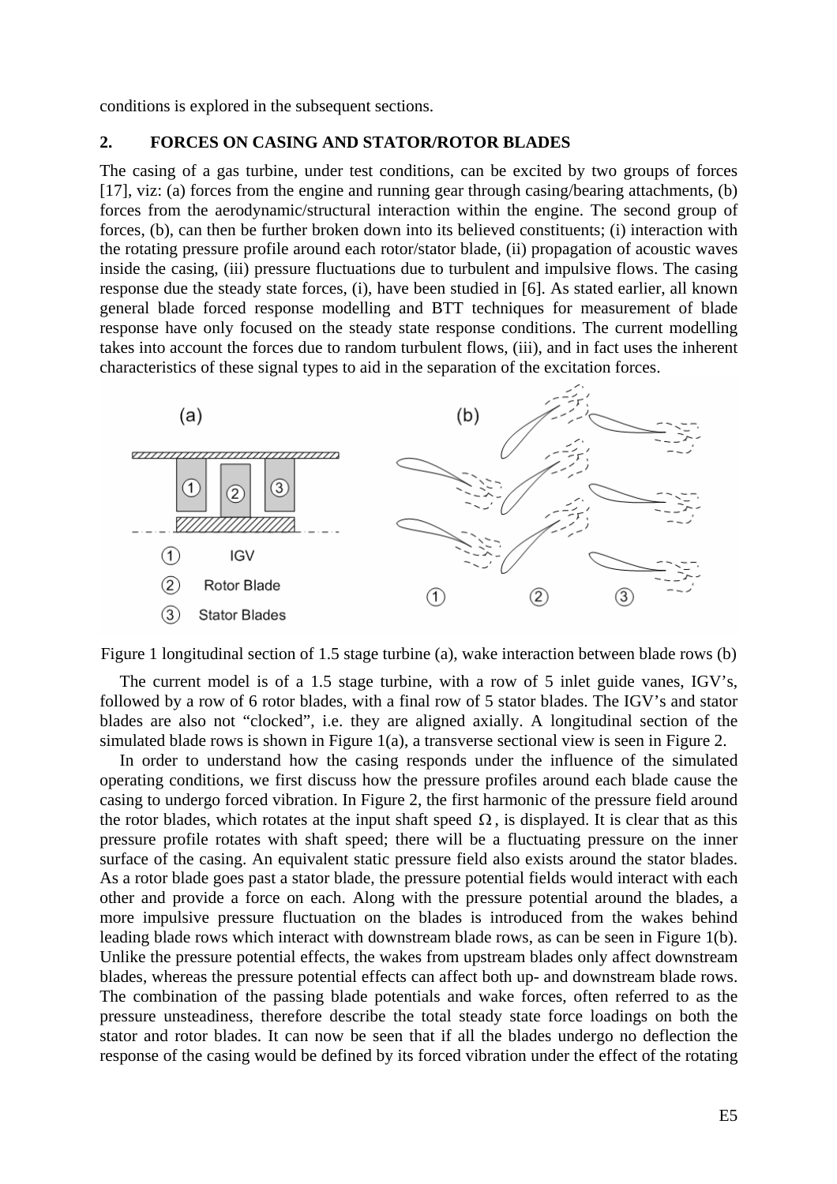conditions is explored in the subsequent sections.

## 2. FORCES ON CASING AND STATOR/ROTOR BLADES

The casing of a gas turbine, under test conditions, can be excited by two groups of forces [17], viz: (a) forces from the engine and running gear through casing/bearing attachments, (b) forces from the aerodynamic/structural interaction within the engine. The second group of forces, (b), can then be further broken down into its believed constituents; (i) interaction with the rotating pressure profile around each rotor/stator blade, (ii) propagation of acoustic waves inside the casing, (iii) pressure fluctuations due to turbulent and impulsive flows. The casing response due the steady state forces, (i), have been studied in [6]. As stated earlier, all known general blade forced response modelling and BTT techniques for measurement of blade response have only focused on the steady state response conditions. The current modelling takes into account the forces due to random turbulent flows, (iii), and in fact uses the inherent characteristics of these signal types to aid in the separation of the excitation forces.

Figure 1 longitudinal section of 1.5 stage turbine (a), wake interaction between blade rows (b)

The current model is of a 1.5 stage turbine, with a row of 5 inlet guide vanes, IGV's, followed by a row of 6 rotor blades, with a final row of 5 stator blades. The IGV's and stator blades are also not "clocked", i.e. they are aligned axially. A longitudinal section of the simulated blade rows is shown in Figure 1(a), a transverse sectional view is seen in Figure 2.

In order to understand how the casing responds under the influence of the simulated operating conditions, we first discuss how the pressure profiles around each blade cause the casing to undergo forced vibration. In Figure 2, the first harmonic of the pressure field around the rotor blades, which rotates at the input shaft speed $\Omega$, is displayed. It is clear that as this pressure profile rotates with shaft speed; there will be a fluctuating pressure on the inner surface of the casing. An equivalent static pressure field also exists around the stator blades. As a rotor blade goes past a stator blade, the pressure potential fields would interact with each other and provide a force on each. Along with the pressure potential around the blades, a more impulsive pressure fluctuation on the blades is introduced from the wakes behind leading blade rows which interact with downstream blade rows, as can be seen in Figure 1(b). Unlike the pressure potential effects, the wakes from upstream blades only affect downstream blades, whereas the pressure potential effects can affect both up- and downstream blade rows. The combination of the passing blade potentials and wake forces, often referred to as the pressure unsteadiness, therefore describe the total steady state force loadings on both the stator and rotor blades. It can now be seen that if all the blades undergo no deflection the response of the casing would be defined by its forced vibration under the effect of the rotating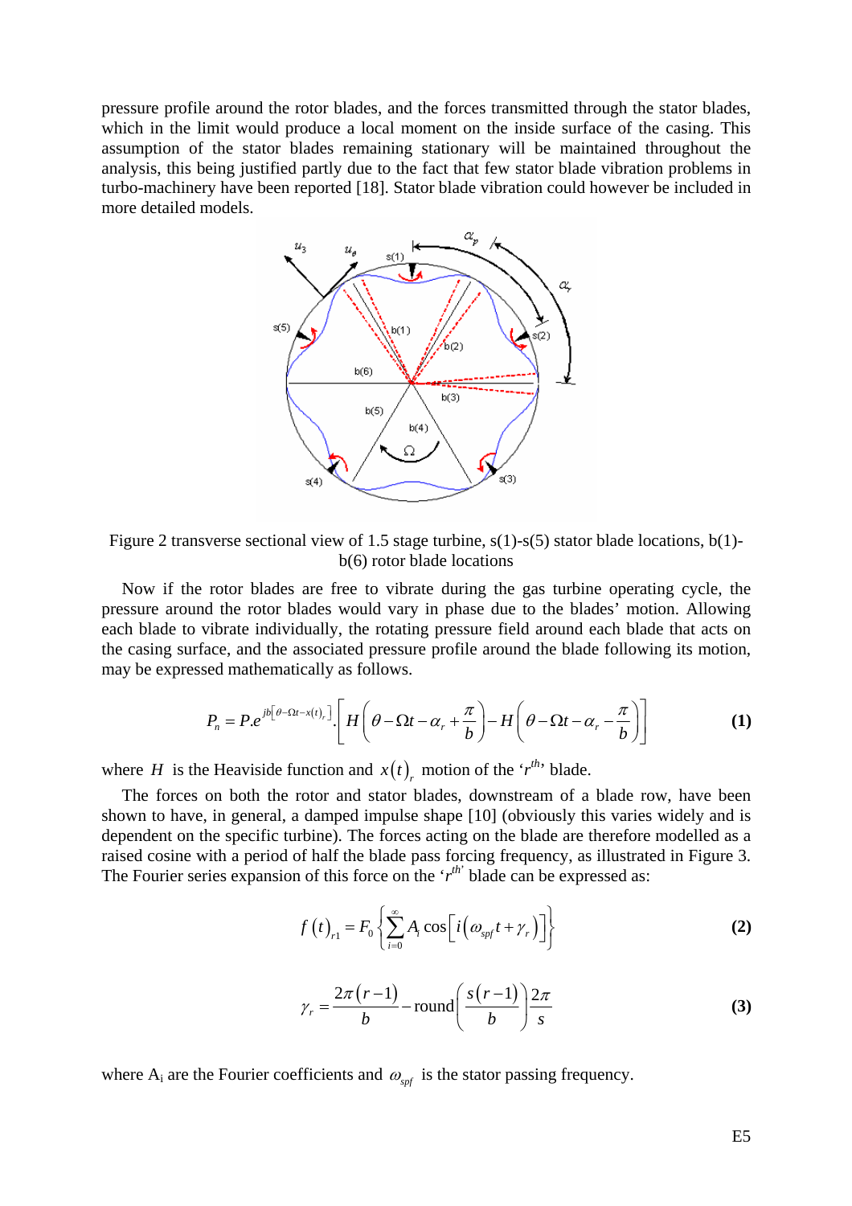pressure profile around the rotor blades, and the forces transmitted through the stator blades, which in the limit would produce a local moment on the inside surface of the casing. This assumption of the stator blades remaining stationary will be maintained throughout the analysis, this being justified partly due to the fact that few stator blade vibration problems in turbo-machinery have been reported [18]. Stator blade vibration could however be included in more detailed models.

Figure 2 transverse sectional view of 1.5 stage turbine, s(1)-s(5) stator blade locations, b(1)-b(6) rotor blade locations

Now if the rotor blades are free to vibrate during the gas turbine operating cycle, the pressure around the rotor blades would vary in phase due to the blades' motion. Allowing each blade to vibrate individually, the rotating pressure field around each blade that acts on the casing surface, and the associated pressure profile around the blade following its motion, may be expressed mathematically as follows.

$$P_n = P.e^{jb\left[\theta - \Omega t - x(t)_r\right]}.\left[H\left(\theta - \Omega t - \alpha_r + \frac{\pi}{b}\right) - H\left(\theta - \Omega t - \alpha_r - \frac{\pi}{b}\right)\right] \quad \textbf{(1)}$$

where $H$ is the Heaviside function and $x(t)_r$ motion of the '$r^{th}$' blade.

The forces on both the rotor and stator blades, downstream of a blade row, have been shown to have, in general, a damped impulse shape [10] (obviously this varies widely and is dependent on the specific turbine). The forces acting on the blade are therefore modelled as a raised cosine with a period of half the blade pass forcing frequency, as illustrated in Figure 3. The Fourier series expansion of this force on the '$r^{th}$' blade can be expressed as:

$$f(t)_{r1} = F_0 \left\{ \sum_{i=0}^{\infty} A_i \cos\left[i\left(\omega_{spf} t + \gamma_r\right)\right] \right\} \quad \textbf{(2)}$$

$$\gamma_r = \frac{2\pi(r-1)}{b} - \text{round}\left(\frac{s(r-1)}{b}\right)\frac{2\pi}{s} \quad \textbf{(3)}$$

where $A_i$ are the Fourier coefficients and $\omega_{spf}$ is the stator passing frequency.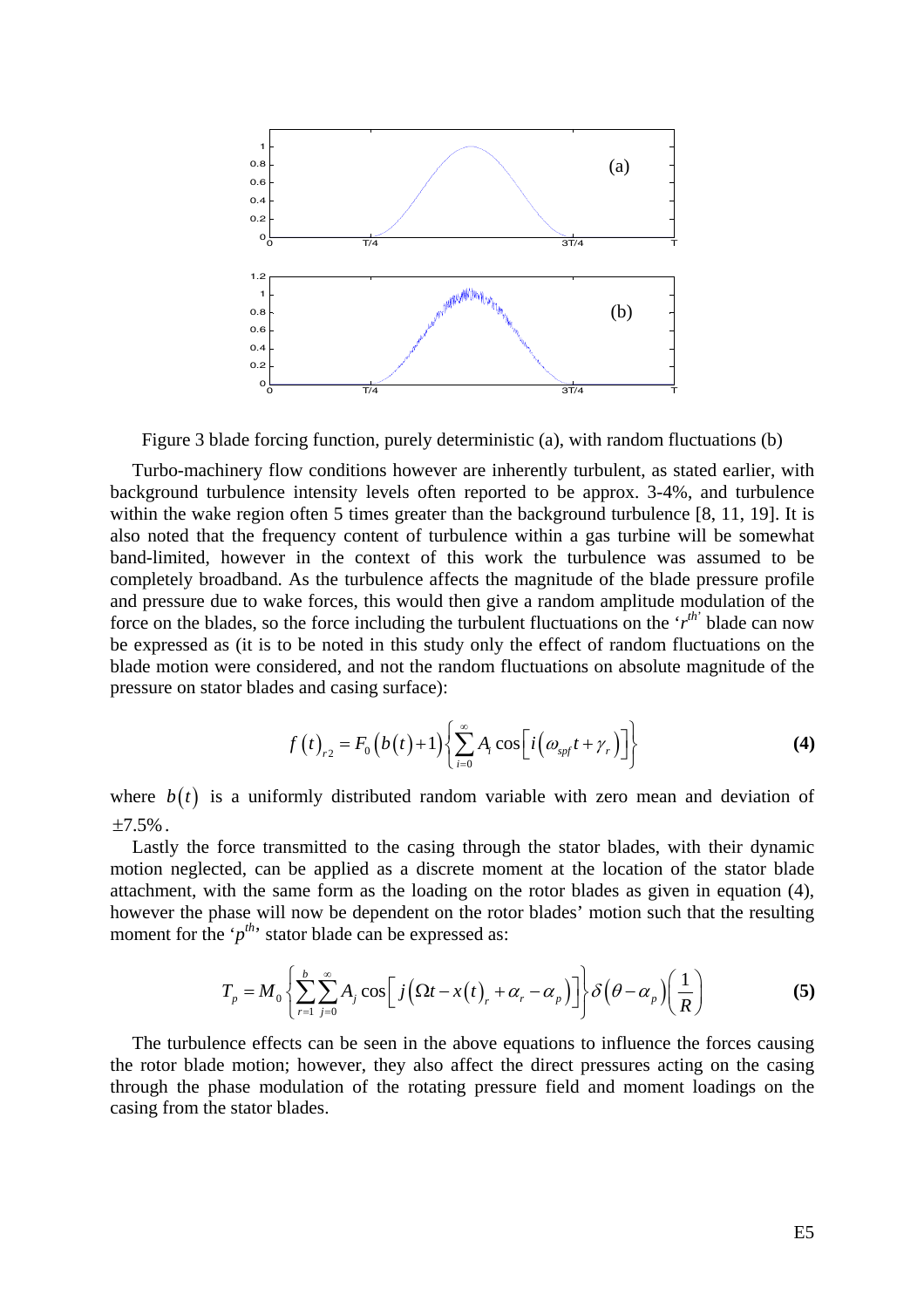Figure 3 blade forcing function, purely deterministic (a), with random fluctuations (b)

Turbo-machinery flow conditions however are inherently turbulent, as stated earlier, with background turbulence intensity levels often reported to be approx. 3-4%, and turbulence within the wake region often 5 times greater than the background turbulence [8, 11, 19]. It is also noted that the frequency content of turbulence within a gas turbine will be somewhat band-limited, however in the context of this work the turbulence was assumed to be completely broadband. As the turbulence affects the magnitude of the blade pressure profile and pressure due to wake forces, this would then give a random amplitude modulation of the force on the blades, so the force including the turbulent fluctuations on the '$r^{th}$' blade can now be expressed as (it is to be noted in this study only the effect of random fluctuations on the blade motion were considered, and not the random fluctuations on absolute magnitude of the pressure on stator blades and casing surface):

$$f\left(t\right)_{r2} = F_0\left(b\left(t\right)+1\right)\left\{\sum_{i=0}^{\infty} A_i \cos\left[i\left(\omega_{spf}t+\gamma_r\right)\right]\right\} \tag{4}$$

where $b(t)$ is a uniformly distributed random variable with zero mean and deviation of $\pm 7.5\%$.

Lastly the force transmitted to the casing through the stator blades, with their dynamic motion neglected, can be applied as a discrete moment at the location of the stator blade attachment, with the same form as the loading on the rotor blades as given in equation (4), however the phase will now be dependent on the rotor blades' motion such that the resulting moment for the '$p^{th}$' stator blade can be expressed as:

$$T_p = M_0\left\{\sum_{r=1}^{b}\sum_{j=0}^{\infty} A_j \cos\left[j\left(\Omega t - x\left(t\right)_r + \alpha_r - \alpha_p\right)\right]\right\}\delta\left(\theta-\alpha_p\right)\left(\frac{1}{R}\right) \tag{5}$$

The turbulence effects can be seen in the above equations to influence the forces causing the rotor blade motion; however, they also affect the direct pressures acting on the casing through the phase modulation of the rotating pressure field and moment loadings on the casing from the stator blades.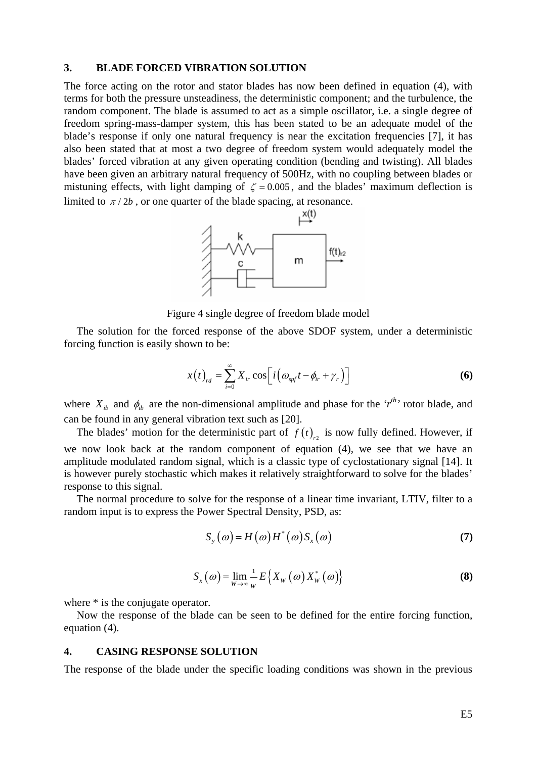## 3. BLADE FORCED VIBRATION SOLUTION

The force acting on the rotor and stator blades has now been defined in equation (4), with terms for both the pressure unsteadiness, the deterministic component; and the turbulence, the random component. The blade is assumed to act as a simple oscillator, i.e. a single degree of freedom spring-mass-damper system, this has been stated to be an adequate model of the blade's response if only one natural frequency is near the excitation frequencies [7], it has also been stated that at most a two degree of freedom system would adequately model the blades' forced vibration at any given operating condition (bending and twisting). All blades have been given an arbitrary natural frequency of 500Hz, with no coupling between blades or mistuning effects, with light damping of $\zeta = 0.005$, and the blades' maximum deflection is limited to $\pi / 2b$, or one quarter of the blade spacing, at resonance.

Figure 4 single degree of freedom blade model

The solution for the forced response of the above SDOF system, under a deterministic forcing function is easily shown to be:

$$x(t)_{rd} = \sum_{i=0}^{\infty} X_{ir} \cos\left[ i\left(\omega_{spf} t - \phi_{ir} + \gamma_r\right)\right] \tag{6}$$

where $X_{ib}$ and $\phi_{ib}$ are the non-dimensional amplitude and phase for the '$r^{th}$' rotor blade, and can be found in any general vibration text such as [20].

The blades' motion for the deterministic part of $f(t)_{r2}$ is now fully defined. However, if we now look back at the random component of equation (4), we see that we have an amplitude modulated random signal, which is a classic type of cyclostationary signal [14]. It is however purely stochastic which makes it relatively straightforward to solve for the blades' response to this signal.

The normal procedure to solve for the response of a linear time invariant, LTIV, filter to a random input is to express the Power Spectral Density, PSD, as:

$$S_y(\omega) = H(\omega) H^*(\omega) S_x(\omega) \tag{7}$$

$$S_x(\omega) = \lim_{W \to \infty} \frac{1}{W} E\left\{ X_W(\omega) X_W^*(\omega) \right\} \tag{8}$$

where * is the conjugate operator.

Now the response of the blade can be seen to be defined for the entire forcing function, equation (4).

## 4. CASING RESPONSE SOLUTION

The response of the blade under the specific loading conditions was shown in the previous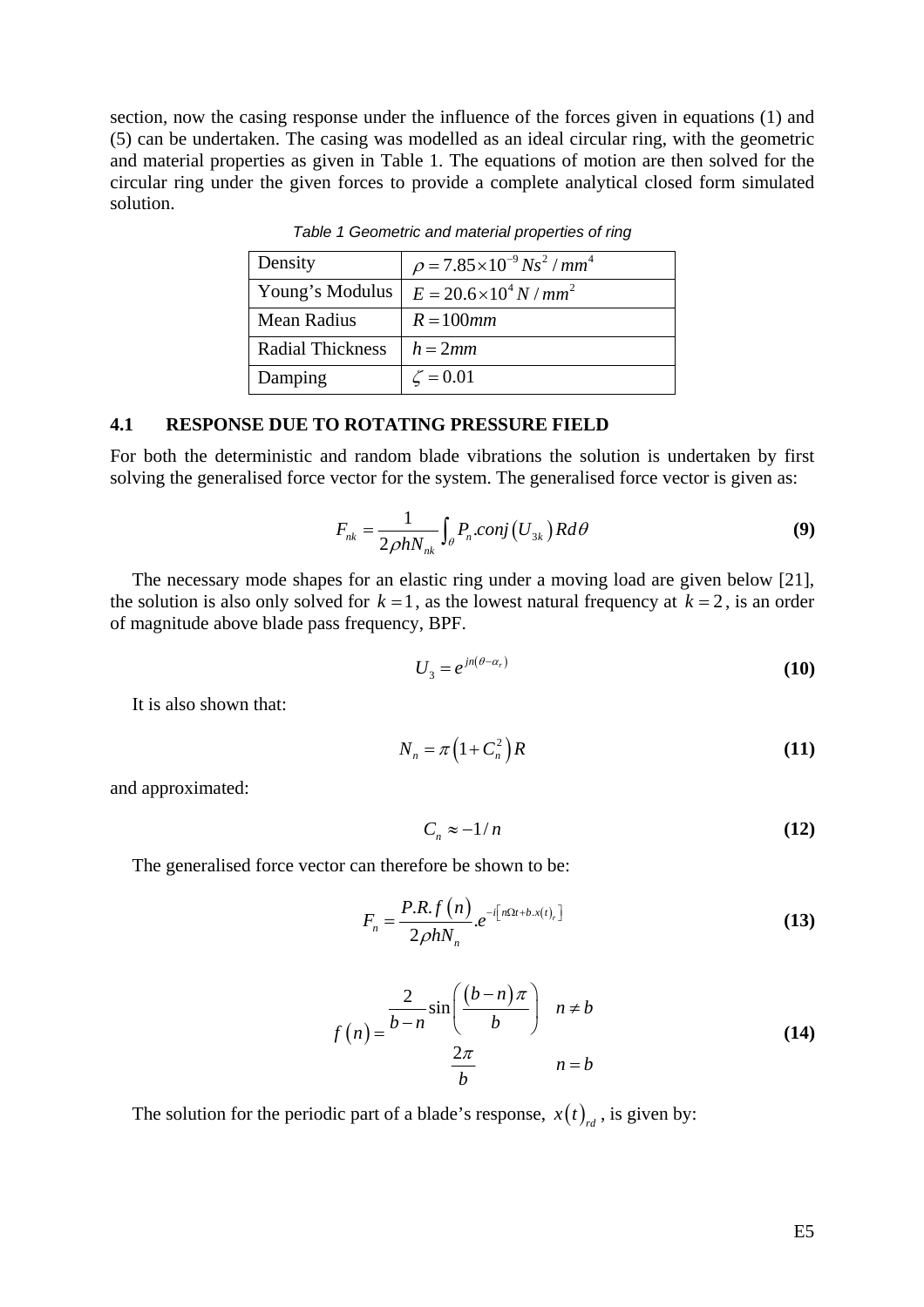section, now the casing response under the influence of the forces given in equations (1) and (5) can be undertaken. The casing was modelled as an ideal circular ring, with the geometric and material properties as given in Table 1. The equations of motion are then solved for the circular ring under the given forces to provide a complete analytical closed form simulated solution.

*Table 1 Geometric and material properties of ring*

| Density | $\rho = 7.85 \times 10^{-9}\, Ns^2 / mm^4$ |
|---|---|
| Young's Modulus | $E = 20.6 \times 10^4\, N / mm^2$ |
| Mean Radius | $R = 100mm$ |
| Radial Thickness | $h = 2mm$ |
| Damping | $\zeta = 0.01$ |

### 4.1 RESPONSE DUE TO ROTATING PRESSURE FIELD

For both the deterministic and random blade vibrations the solution is undertaken by first solving the generalised force vector for the system. The generalised force vector is given as:

$$F_{nk} = \frac{1}{2\rho h N_{nk}} \int_{\theta} P_n .conj\left(U_{3k}\right) R d\theta \tag{9}$$

The necessary mode shapes for an elastic ring under a moving load are given below [21], the solution is also only solved for $k = 1$, as the lowest natural frequency at $k = 2$, is an order of magnitude above blade pass frequency, BPF.

$$U_3 = e^{jn(\theta - \alpha_r)} \tag{10}$$

It is also shown that:

$$N_n = \pi\left(1 + C_n^2\right) R \tag{11}$$

and approximated:

$$C_n \approx -1/n \tag{12}$$

The generalised force vector can therefore be shown to be:

$$F_n = \frac{P.R.f\left(n\right)}{2\rho h N_n} .e^{-i\left[n\Omega t + b.x(t)_r\right]} \tag{13}$$

$$f\left(n\right) = \begin{cases} \dfrac{2}{b-n} \sin\left(\dfrac{\left(b-n\right)\pi}{b}\right) & n \neq b \\ \dfrac{2\pi}{b} & n = b \end{cases} \tag{14}$$

The solution for the periodic part of a blade's response, $x(t)_{rd}$, is given by: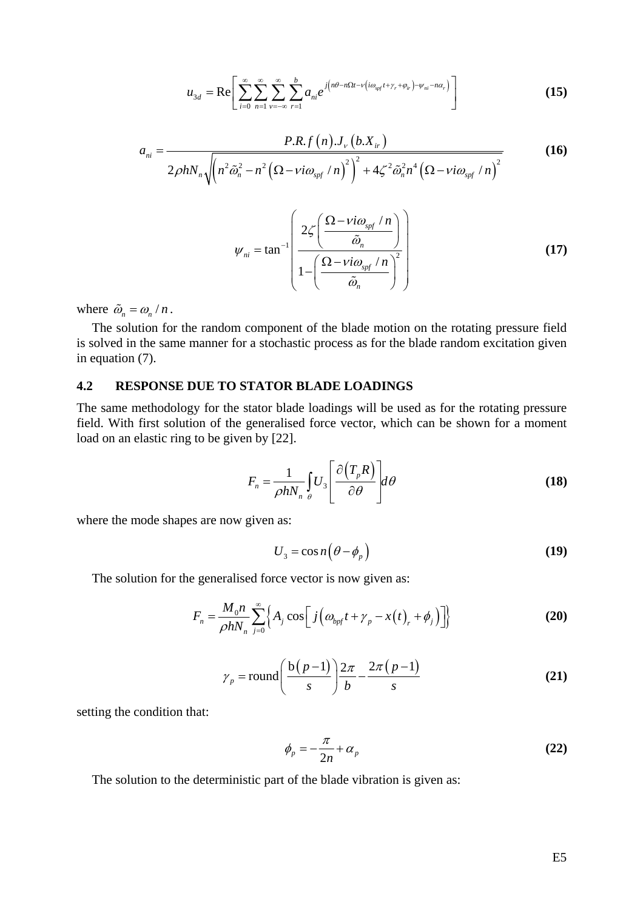$$u_{3d} = \mathrm{Re}\left[\sum_{i=0}^{\infty}\sum_{n=1}^{\infty}\sum_{\nu=-\infty}^{\infty}\sum_{r=1}^{b} a_{ni} e^{j\left(n\theta - n\Omega t - \nu\left(i\omega_{spf}t + \gamma_r + \varphi_{ir}\right) - \psi_{ni} - n\alpha_r\right)}\right] \quad \textbf{(15)}$$

$$a_{ni} = \frac{P.R.f\left(n\right).J_{\nu}\left(b.X_{ir}\right)}{2\rho h N_n \sqrt{\left(n^2\tilde{\omega}_n^2 - n^2\left(\Omega - \nu i\omega_{spf}/n\right)^2\right)^2 + 4\zeta^2\tilde{\omega}_n^2 n^4\left(\Omega - \nu i\omega_{spf}/n\right)^2}} \quad \textbf{(16)}$$

$$\psi_{ni} = \tan^{-1}\left(\frac{2\zeta\left(\dfrac{\Omega - \nu i\omega_{spf}/n}{\tilde{\omega}_n}\right)}{1 - \left(\dfrac{\Omega - \nu i\omega_{spf}/n}{\tilde{\omega}_n}\right)^2}\right) \quad \textbf{(17)}$$

where $\tilde{\omega}_n = \omega_n / n$.

The solution for the random component of the blade motion on the rotating pressure field is solved in the same manner for a stochastic process as for the blade random excitation given in equation (7).

## 4.2 RESPONSE DUE TO STATOR BLADE LOADINGS

The same methodology for the stator blade loadings will be used as for the rotating pressure field. With first solution of the generalised force vector, which can be shown for a moment load on an elastic ring to be given by [22].

$$F_n = \frac{1}{\rho h N_n}\int_{\theta} U_3\left[\frac{\partial\left(T_p R\right)}{\partial\theta}\right] d\theta \quad \textbf{(18)}$$

where the mode shapes are now given as:

$$U_3 = \cos n\left(\theta - \phi_p\right) \quad \textbf{(19)}$$

The solution for the generalised force vector is now given as:

$$F_n = \frac{M_0 n}{\rho h N_n}\sum_{j=0}^{\infty}\left\{A_j \cos\left[j\left(\omega_{bpf}t + \gamma_p - x\left(t\right)_r + \phi_j\right)\right]\right\} \quad \textbf{(20)}$$

$$\gamma_p = \mathrm{round}\left(\frac{\mathrm{b}\left(p-1\right)}{s}\right)\frac{2\pi}{b} - \frac{2\pi\left(p-1\right)}{s} \quad \textbf{(21)}$$

setting the condition that:

$$\phi_p = -\frac{\pi}{2n} + \alpha_p \quad \textbf{(22)}$$

The solution to the deterministic part of the blade vibration is given as: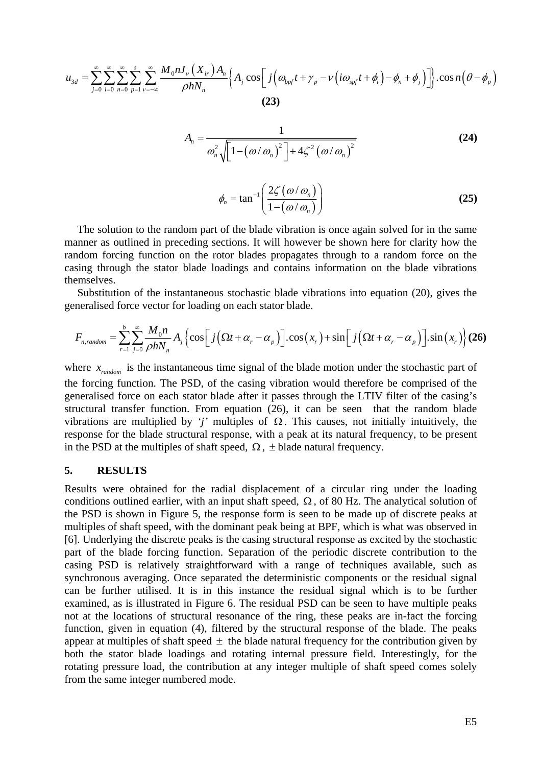$$u_{3d} = \sum_{j=0}^{\infty}\sum_{i=0}^{\infty}\sum_{n=0}^{\infty}\sum_{p=1}^{s}\sum_{\nu=-\infty}^{\infty} \frac{M_0 n J_\nu\left(X_{ir}\right) A_n}{\rho h N_n} \left\{ A_j \cos\left[ j\left(\omega_{bpf} t + \gamma_p - \nu\left(i\omega_{spf} t + \phi_i\right) - \phi_n + \phi_j\right)\right]\right\} . \cos n\left(\theta - \phi_p\right)$$

**(23)**

$$A_n = \frac{1}{\omega_n^2 \sqrt{\left[1-\left(\omega/\omega_n\right)^2\right] + 4\zeta^2\left(\omega/\omega_n\right)^2}} \tag{24}$$

$$\phi_n = \tan^{-1}\left(\frac{2\zeta\left(\omega/\omega_n\right)}{1-\left(\omega/\omega_n\right)}\right) \tag{25}$$

The solution to the random part of the blade vibration is once again solved for in the same manner as outlined in preceding sections. It will however be shown here for clarity how the random forcing function on the rotor blades propagates through to a random force on the casing through the stator blade loadings and contains information on the blade vibrations themselves.

Substitution of the instantaneous stochastic blade vibrations into equation (20), gives the generalised force vector for loading on each stator blade.

$$F_{n,random} = \sum_{r=1}^{b}\sum_{j=0}^{\infty} \frac{M_0 n}{\rho h N_n} A_j \left\{\cos\left[j\left(\Omega t + \alpha_r - \alpha_p\right)\right].\cos\left(x_r\right) + \sin\left[j\left(\Omega t + \alpha_r - \alpha_p\right)\right].\sin\left(x_r\right)\right\} \tag{26}$$

where $x_{random}$ is the instantaneous time signal of the blade motion under the stochastic part of the forcing function. The PSD, of the casing vibration would therefore be comprised of the generalised force on each stator blade after it passes through the LTIV filter of the casing's structural transfer function. From equation (26), it can be seen that the random blade vibrations are multiplied by *'j'* multiples of $\Omega$. This causes, not initially intuitively, the response for the blade structural response, with a peak at its natural frequency, to be present in the PSD at the multiples of shaft speed, $\Omega$, $\pm$ blade natural frequency.

## 5. RESULTS

Results were obtained for the radial displacement of a circular ring under the loading conditions outlined earlier, with an input shaft speed, $\Omega$, of 80 Hz. The analytical solution of the PSD is shown in Figure 5, the response form is seen to be made up of discrete peaks at multiples of shaft speed, with the dominant peak being at BPF, which is what was observed in [6]. Underlying the discrete peaks is the casing structural response as excited by the stochastic part of the blade forcing function. Separation of the periodic discrete contribution to the casing PSD is relatively straightforward with a range of techniques available, such as synchronous averaging. Once separated the deterministic components or the residual signal can be further utilised. It is in this instance the residual signal which is to be further examined, as is illustrated in Figure 6. The residual PSD can be seen to have multiple peaks not at the locations of structural resonance of the ring, these peaks are in-fact the forcing function, given in equation (4), filtered by the structural response of the blade. The peaks appear at multiples of shaft speed $\pm$ the blade natural frequency for the contribution given by both the stator blade loadings and rotating internal pressure field. Interestingly, for the rotating pressure load, the contribution at any integer multiple of shaft speed comes solely from the same integer numbered mode.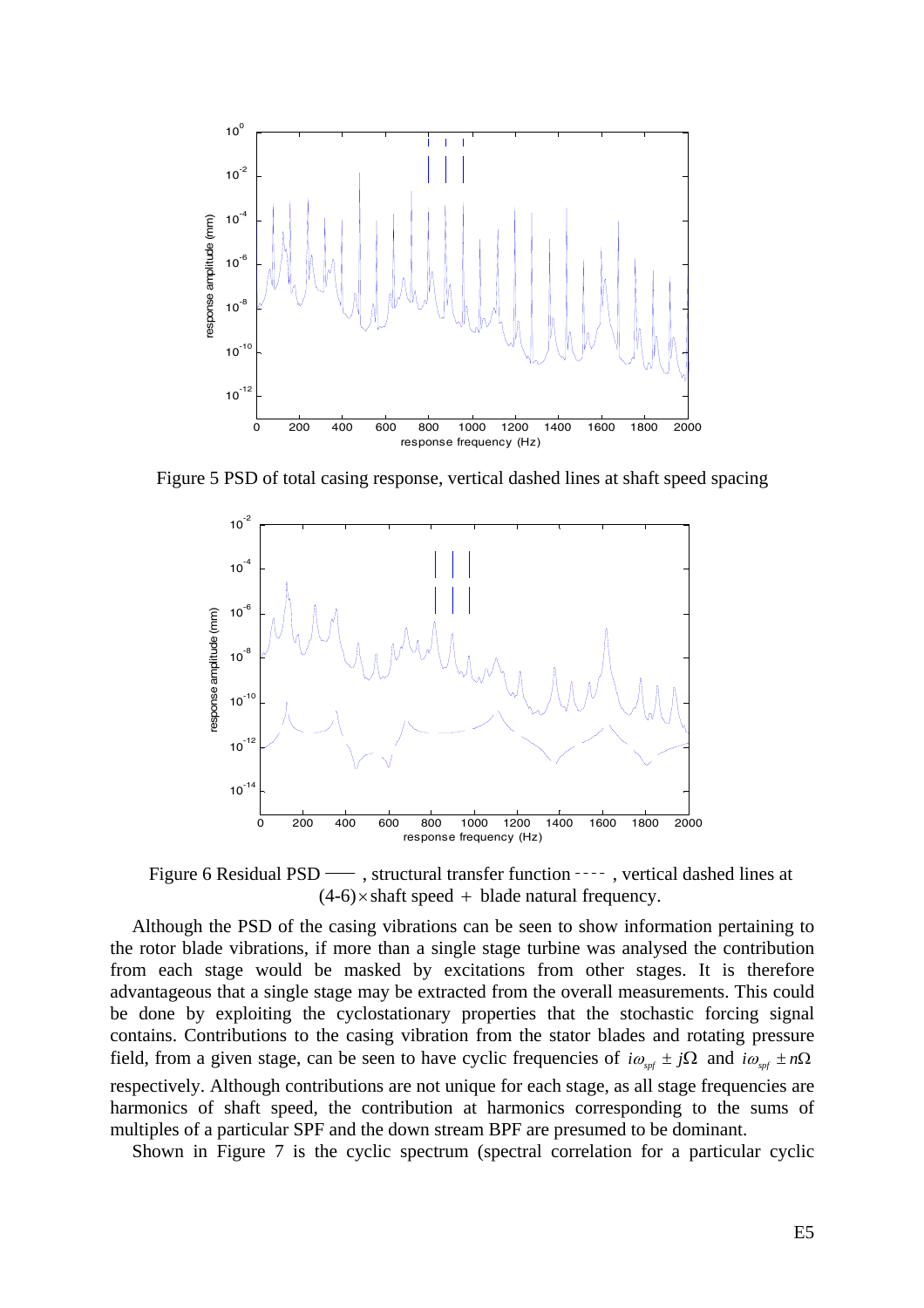Figure 5 PSD of total casing response, vertical dashed lines at shaft speed spacing

Figure 6 Residual PSD —— , structural transfer function - - - - , vertical dashed lines at $(4\text{-}6)\times$shaft speed + blade natural frequency.

Although the PSD of the casing vibrations can be seen to show information pertaining to the rotor blade vibrations, if more than a single stage turbine was analysed the contribution from each stage would be masked by excitations from other stages. It is therefore advantageous that a single stage may be extracted from the overall measurements. This could be done by exploiting the cyclostationary properties that the stochastic forcing signal contains. Contributions to the casing vibration from the stator blades and rotating pressure field, from a given stage, can be seen to have cyclic frequencies of $i\omega_{spf} \pm j\Omega$ and $i\omega_{spf} \pm n\Omega$ respectively. Although contributions are not unique for each stage, as all stage frequencies are harmonics of shaft speed, the contribution at harmonics corresponding to the sums of multiples of a particular SPF and the down stream BPF are presumed to be dominant.

Shown in Figure 7 is the cyclic spectrum (spectral correlation for a particular cyclic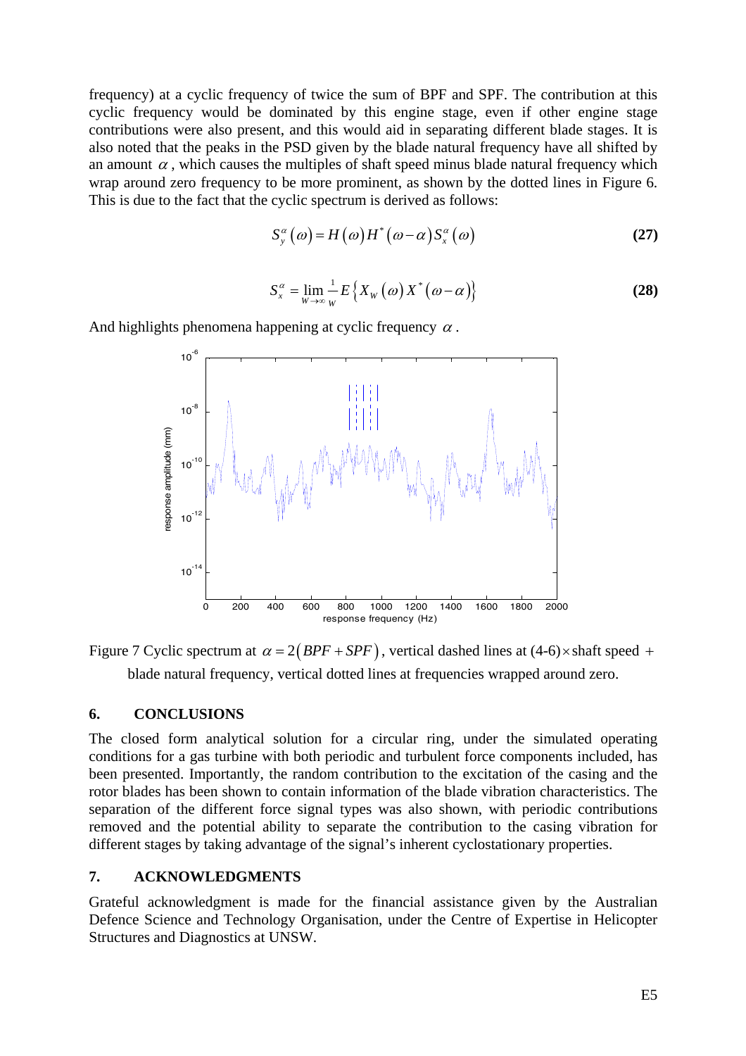frequency) at a cyclic frequency of twice the sum of BPF and SPF. The contribution at this cyclic frequency would be dominated by this engine stage, even if other engine stage contributions were also present, and this would aid in separating different blade stages. It is also noted that the peaks in the PSD given by the blade natural frequency have all shifted by an amount $\alpha$, which causes the multiples of shaft speed minus blade natural frequency which wrap around zero frequency to be more prominent, as shown by the dotted lines in Figure 6. This is due to the fact that the cyclic spectrum is derived as follows:

$$S_y^{\alpha}(\omega) = H(\omega) H^*(\omega - \alpha) S_x^{\alpha}(\omega) \tag{27}$$

$$S_x^{\alpha} = \lim_{W \to \infty} \frac{1}{W} E\left\{ X_W(\omega) X^*(\omega - \alpha) \right\} \tag{28}$$

And highlights phenomena happening at cyclic frequency $\alpha$.

Figure 7 Cyclic spectrum at $\alpha = 2(BPF + SPF)$, vertical dashed lines at (4-6)$\times$shaft speed + blade natural frequency, vertical dotted lines at frequencies wrapped around zero.

## 6. CONCLUSIONS

The closed form analytical solution for a circular ring, under the simulated operating conditions for a gas turbine with both periodic and turbulent force components included, has been presented. Importantly, the random contribution to the excitation of the casing and the rotor blades has been shown to contain information of the blade vibration characteristics. The separation of the different force signal types was also shown, with periodic contributions removed and the potential ability to separate the contribution to the casing vibration for different stages by taking advantage of the signal's inherent cyclostationary properties.

## 7. ACKNOWLEDGMENTS

Grateful acknowledgment is made for the financial assistance given by the Australian Defence Science and Technology Organisation, under the Centre of Expertise in Helicopter Structures and Diagnostics at UNSW.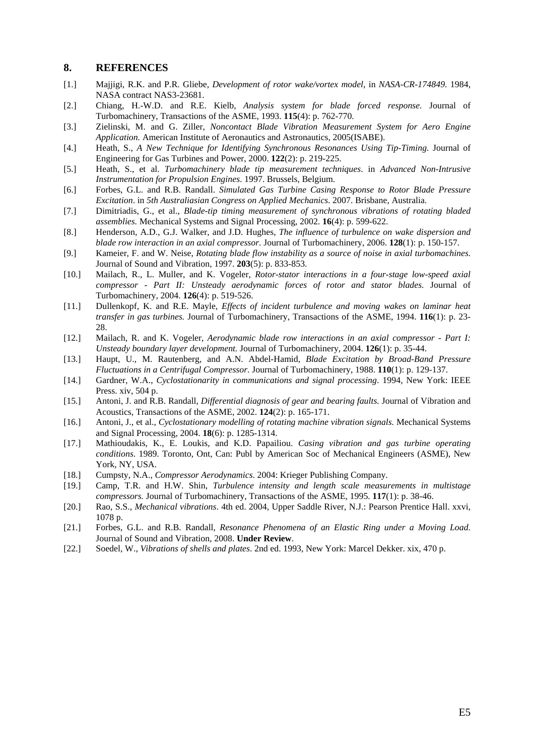## 8. REFERENCES

[1.] Majjigi, R.K. and P.R. Gliebe, *Development of rotor wake/vortex model*, in *NASA-CR-174849*. 1984, NASA contract NAS3-23681.

[2.] Chiang, H.-W.D. and R.E. Kielb, *Analysis system for blade forced response.* Journal of Turbomachinery, Transactions of the ASME, 1993. **115**(4): p. 762-770.

[3.] Zielinski, M. and G. Ziller, *Noncontact Blade Vibration Measurement System for Aero Engine Application.* American Institute of Aeronautics and Astronautics, 2005(ISABE).

[4.] Heath, S., *A New Technique for Identifying Synchronous Resonances Using Tip-Timing.* Journal of Engineering for Gas Turbines and Power, 2000. **122**(2): p. 219-225.

[5.] Heath, S., et al. *Turbomachinery blade tip measurement techniques*. in *Advanced Non-Intrusive Instrumentation for Propulsion Engines*. 1997. Brussels, Belgium.

[6.] Forbes, G.L. and R.B. Randall. *Simulated Gas Turbine Casing Response to Rotor Blade Pressure Excitation*. in *5th Australiasian Congress on Applied Mechanics*. 2007. Brisbane, Australia.

[7.] Dimitriadis, G., et al., *Blade-tip timing measurement of synchronous vibrations of rotating bladed assemblies.* Mechanical Systems and Signal Processing, 2002. **16**(4): p. 599-622.

[8.] Henderson, A.D., G.J. Walker, and J.D. Hughes, *The influence of turbulence on wake dispersion and blade row interaction in an axial compressor.* Journal of Turbomachinery, 2006. **128**(1): p. 150-157.

[9.] Kameier, F. and W. Neise, *Rotating blade flow instability as a source of noise in axial turbomachines.* Journal of Sound and Vibration, 1997. **203**(5): p. 833-853.

[10.] Mailach, R., L. Muller, and K. Vogeler, *Rotor-stator interactions in a four-stage low-speed axial compressor - Part II: Unsteady aerodynamic forces of rotor and stator blades.* Journal of Turbomachinery, 2004. **126**(4): p. 519-526.

[11.] Dullenkopf, K. and R.E. Mayle, *Effects of incident turbulence and moving wakes on laminar heat transfer in gas turbines.* Journal of Turbomachinery, Transactions of the ASME, 1994. **116**(1): p. 23-28.

[12.] Mailach, R. and K. Vogeler, *Aerodynamic blade row interactions in an axial compressor - Part I: Unsteady boundary layer development.* Journal of Turbomachinery, 2004. **126**(1): p. 35-44.

[13.] Haupt, U., M. Rautenberg, and A.N. Abdel-Hamid, *Blade Excitation by Broad-Band Pressure Fluctuations in a Centrifugal Compressor.* Journal of Turbomachinery, 1988. **110**(1): p. 129-137.

[14.] Gardner, W.A., *Cyclostationarity in communications and signal processing*. 1994, New York: IEEE Press. xiv, 504 p.

[15.] Antoni, J. and R.B. Randall, *Differential diagnosis of gear and bearing faults.* Journal of Vibration and Acoustics, Transactions of the ASME, 2002. **124**(2): p. 165-171.

[16.] Antoni, J., et al., *Cyclostationary modelling of rotating machine vibration signals.* Mechanical Systems and Signal Processing, 2004. **18**(6): p. 1285-1314.

[17.] Mathioudakis, K., E. Loukis, and K.D. Papailiou. *Casing vibration and gas turbine operating conditions*. 1989. Toronto, Ont, Can: Publ by American Soc of Mechanical Engineers (ASME), New York, NY, USA.

[18.] Cumpsty, N.A., *Compressor Aerodynamics.* 2004: Krieger Publishing Company.

[19.] Camp, T.R. and H.W. Shin, *Turbulence intensity and length scale measurements in multistage compressors.* Journal of Turbomachinery, Transactions of the ASME, 1995. **117**(1): p. 38-46.

[20.] Rao, S.S., *Mechanical vibrations*. 4th ed. 2004, Upper Saddle River, N.J.: Pearson Prentice Hall. xxvi, 1078 p.

[21.] Forbes, G.L. and R.B. Randall, *Resonance Phenomena of an Elastic Ring under a Moving Load.* Journal of Sound and Vibration, 2008. **Under Review**.

[22.] Soedel, W., *Vibrations of shells and plates*. 2nd ed. 1993, New York: Marcel Dekker. xix, 470 p.